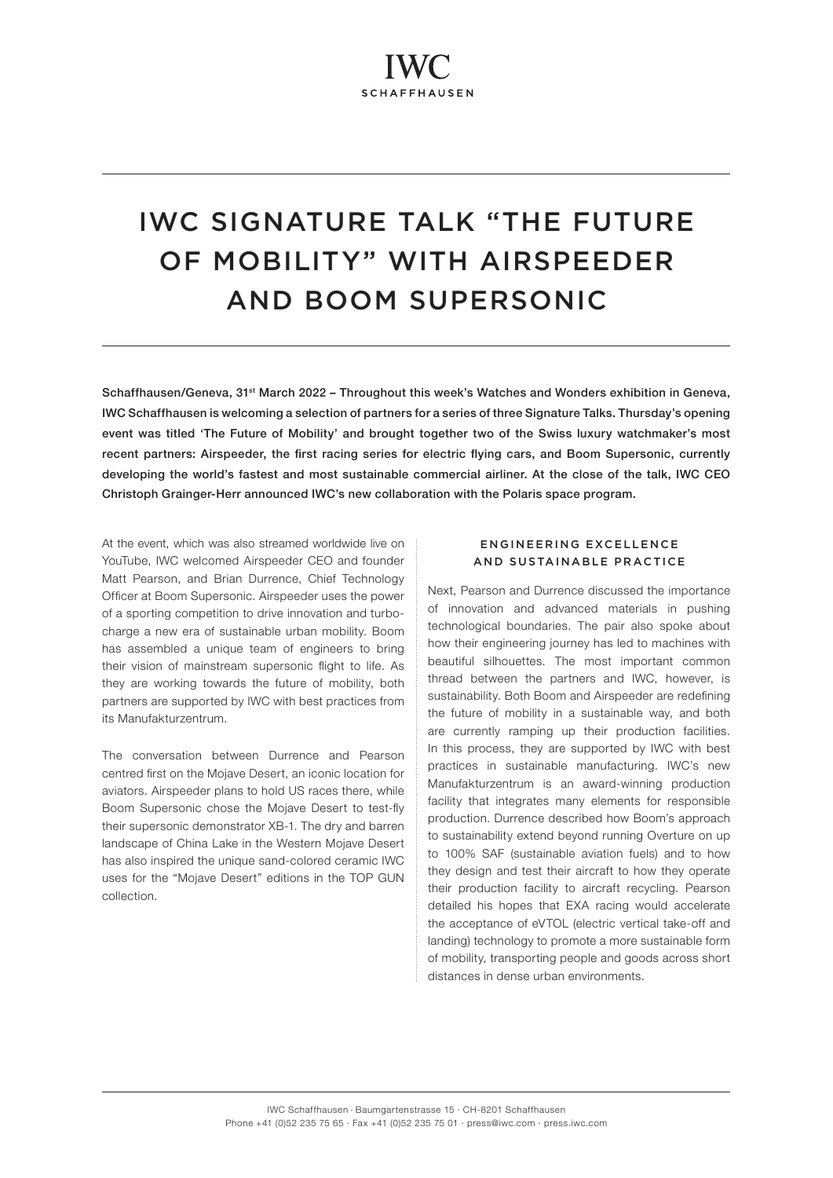IWC
SCHAFFHAUSEN

# IWC SIGNATURE TALK "THE FUTURE OF MOBILITY" WITH AIRSPEEDER AND BOOM SUPERSONIC

**Schaffhausen/Geneva, 31st March 2022 – Throughout this week's Watches and Wonders exhibition in Geneva, IWC Schaffhausen is welcoming a selection of partners for a series of three Signature Talks. Thursday's opening event was titled 'The Future of Mobility' and brought together two of the Swiss luxury watchmaker's most recent partners: Airspeeder, the first racing series for electric flying cars, and Boom Supersonic, currently developing the world's fastest and most sustainable commercial airliner. At the close of the talk, IWC CEO Christoph Grainger-Herr announced IWC's new collaboration with the Polaris space program.**

At the event, which was also streamed worldwide live on YouTube, IWC welcomed Airspeeder CEO and founder Matt Pearson, and Brian Durrence, Chief Technology Officer at Boom Supersonic. Airspeeder uses the power of a sporting competition to drive innovation and turbo-charge a new era of sustainable urban mobility. Boom has assembled a unique team of engineers to bring their vision of mainstream supersonic flight to life. As they are working towards the future of mobility, both partners are supported by IWC with best practices from its Manufakturzentrum.

The conversation between Durrence and Pearson centred first on the Mojave Desert, an iconic location for aviators. Airspeeder plans to hold US races there, while Boom Supersonic chose the Mojave Desert to test-fly their supersonic demonstrator XB-1. The dry and barren landscape of China Lake in the Western Mojave Desert has also inspired the unique sand-colored ceramic IWC uses for the "Mojave Desert" editions in the TOP GUN collection.

## ENGINEERING EXCELLENCE AND SUSTAINABLE PRACTICE

Next, Pearson and Durrence discussed the importance of innovation and advanced materials in pushing technological boundaries. The pair also spoke about how their engineering journey has led to machines with beautiful silhouettes. The most important common thread between the partners and IWC, however, is sustainability. Both Boom and Airspeeder are redefining the future of mobility in a sustainable way, and both are currently ramping up their production facilities. In this process, they are supported by IWC with best practices in sustainable manufacturing. IWC's new Manufakturzentrum is an award-winning production facility that integrates many elements for responsible production. Durrence described how Boom's approach to sustainability extend beyond running Overture on up to 100% SAF (sustainable aviation fuels) and to how they design and test their aircraft to how they operate their production facility to aircraft recycling. Pearson detailed his hopes that EXA racing would accelerate the acceptance of eVTOL (electric vertical take-off and landing) technology to promote a more sustainable form of mobility, transporting people and goods across short distances in dense urban environments.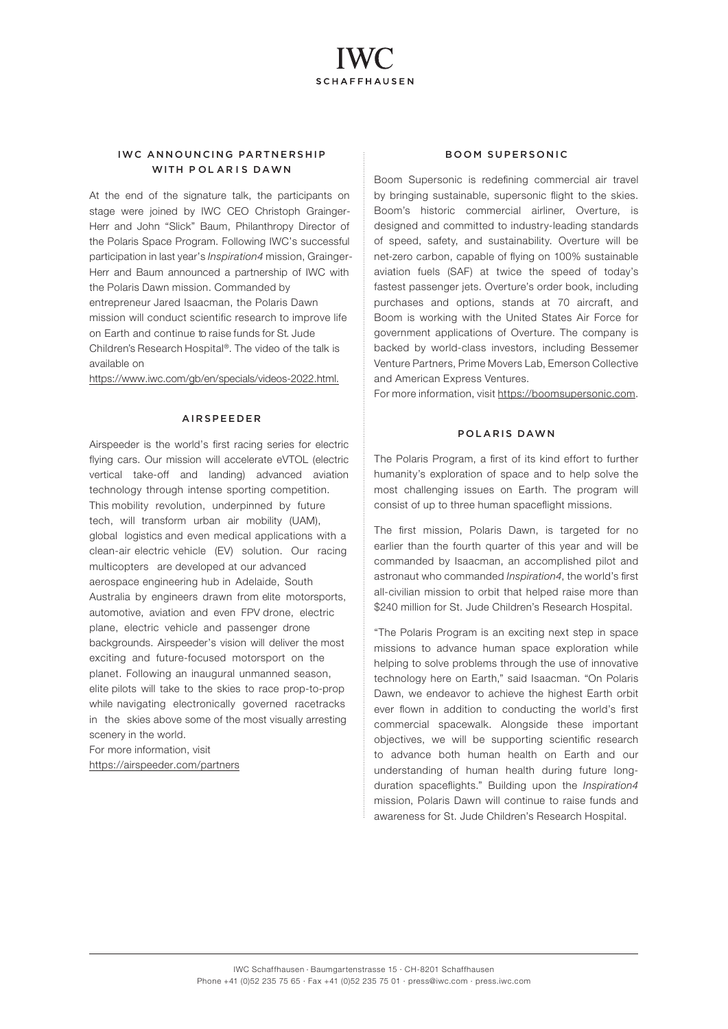## IWC ANNOUNCING PARTNERSHIP WITH POLARIS DAWN

At the end of the signature talk, the participants on stage were joined by IWC CEO Christoph Grainger-Herr and John "Slick" Baum, Philanthropy Director of the Polaris Space Program. Following IWC's successful participation in last year's *Inspiration4* mission, Grainger-Herr and Baum announced a partnership of IWC with the Polaris Dawn mission. Commanded by entrepreneur Jared Isaacman, the Polaris Dawn mission will conduct scientific research to improve life on Earth and continue to raise funds for St. Jude Children's Research Hospital®. The video of the talk is available on https://www.iwc.com/gb/en/specials/videos-2022.html.

## AIRSPEEDER

Airspeeder is the world's first racing series for electric flying cars. Our mission will accelerate eVTOL (electric vertical take-off and landing) advanced aviation technology through intense sporting competition. This mobility revolution, underpinned by future tech, will transform urban air mobility (UAM), global logistics and even medical applications with a clean-air electric vehicle (EV) solution. Our racing multicopters are developed at our advanced aerospace engineering hub in Adelaide, South Australia by engineers drawn from elite motorsports, automotive, aviation and even FPV drone, electric plane, electric vehicle and passenger drone backgrounds. Airspeeder's vision will deliver the most exciting and future-focused motorsport on the planet. Following an inaugural unmanned season, elite pilots will take to the skies to race prop-to-prop while navigating electronically governed racetracks in the skies above some of the most visually arresting scenery in the world.

For more information, visit https://airspeeder.com/partners

## BOOM SUPERSONIC

Boom Supersonic is redefining commercial air travel by bringing sustainable, supersonic flight to the skies. Boom's historic commercial airliner, Overture, is designed and committed to industry-leading standards of speed, safety, and sustainability. Overture will be net-zero carbon, capable of flying on 100% sustainable aviation fuels (SAF) at twice the speed of today's fastest passenger jets. Overture's order book, including purchases and options, stands at 70 aircraft, and Boom is working with the United States Air Force for government applications of Overture. The company is backed by world-class investors, including Bessemer Venture Partners, Prime Movers Lab, Emerson Collective and American Express Ventures.

For more information, visit https://boomsupersonic.com.

## POLARIS DAWN

The Polaris Program, a first of its kind effort to further humanity's exploration of space and to help solve the most challenging issues on Earth. The program will consist of up to three human spaceflight missions.

The first mission, Polaris Dawn, is targeted for no earlier than the fourth quarter of this year and will be commanded by Isaacman, an accomplished pilot and astronaut who commanded *Inspiration4*, the world's first all-civilian mission to orbit that helped raise more than $240 million for St. Jude Children's Research Hospital.

"The Polaris Program is an exciting next step in space missions to advance human space exploration while helping to solve problems through the use of innovative technology here on Earth," said Isaacman. "On Polaris Dawn, we endeavor to achieve the highest Earth orbit ever flown in addition to conducting the world's first commercial spacewalk. Alongside these important objectives, we will be supporting scientific research to advance both human health on Earth and our understanding of human health during future long-duration spaceflights." Building upon the *Inspiration4* mission, Polaris Dawn will continue to raise funds and awareness for St. Jude Children's Research Hospital.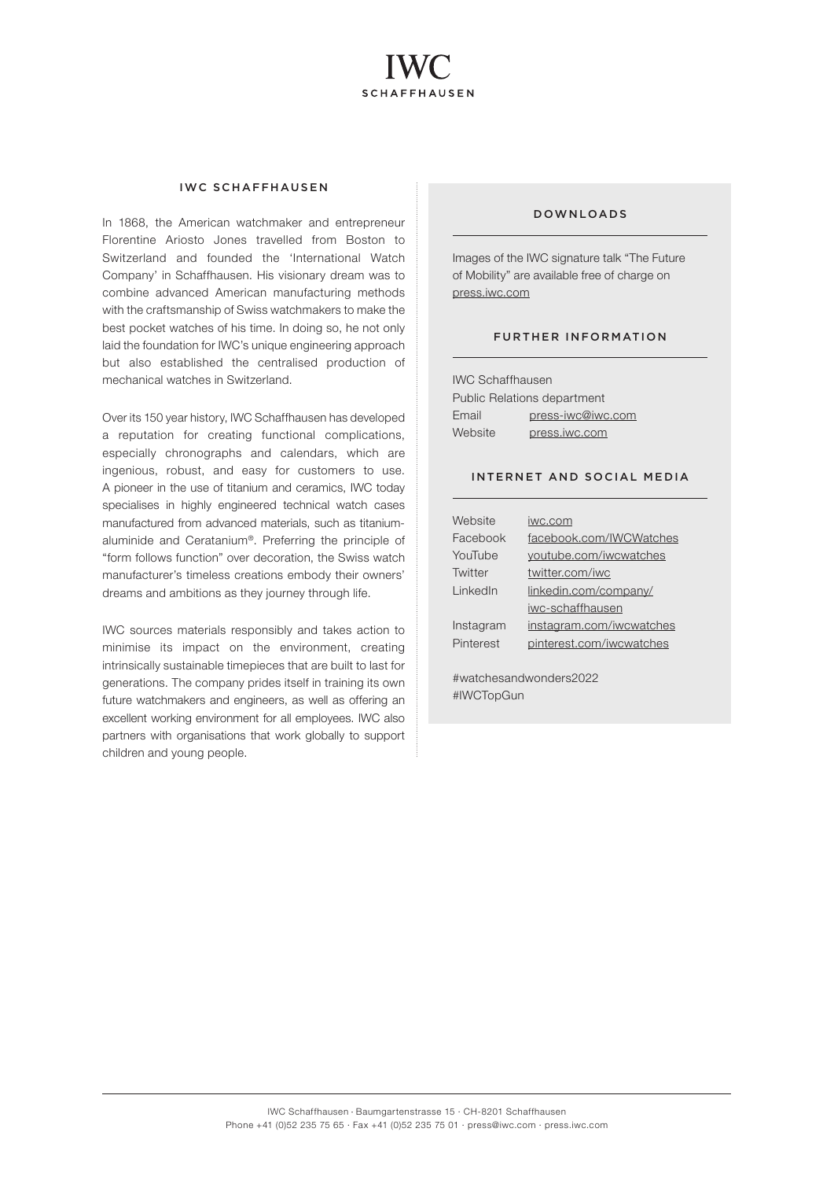## IWC SCHAFFHAUSEN

In 1868, the American watchmaker and entrepreneur Florentine Ariosto Jones travelled from Boston to Switzerland and founded the 'International Watch Company' in Schaffhausen. His visionary dream was to combine advanced American manufacturing methods with the craftsmanship of Swiss watchmakers to make the best pocket watches of his time. In doing so, he not only laid the foundation for IWC's unique engineering approach but also established the centralised production of mechanical watches in Switzerland.

Over its 150 year history, IWC Schaffhausen has developed a reputation for creating functional complications, especially chronographs and calendars, which are ingenious, robust, and easy for customers to use. A pioneer in the use of titanium and ceramics, IWC today specialises in highly engineered technical watch cases manufactured from advanced materials, such as titanium-aluminide and Ceratanium®. Preferring the principle of "form follows function" over decoration, the Swiss watch manufacturer's timeless creations embody their owners' dreams and ambitions as they journey through life.

IWC sources materials responsibly and takes action to minimise its impact on the environment, creating intrinsically sustainable timepieces that are built to last for generations. The company prides itself in training its own future watchmakers and engineers, as well as offering an excellent working environment for all employees. IWC also partners with organisations that work globally to support children and young people.

## DOWNLOADS

Images of the IWC signature talk "The Future of Mobility" are available free of charge on press.iwc.com

## FURTHER INFORMATION

IWC Schaffhausen
Public Relations department

| | |
|---|---|
| Email | press-iwc@iwc.com |
| Website | press.iwc.com |

## INTERNET AND SOCIAL MEDIA

| | |
|---|---|
| Website | iwc.com |
| Facebook | facebook.com/IWCWatches |
| YouTube | youtube.com/iwcwatches |
| Twitter | twitter.com/iwc |
| LinkedIn | linkedin.com/company/iwc-schaffhausen |
| Instagram | instagram.com/iwcwatches |
| Pinterest | pinterest.com/iwcwatches |

#watchesandwonders2022
#IWCTopGun